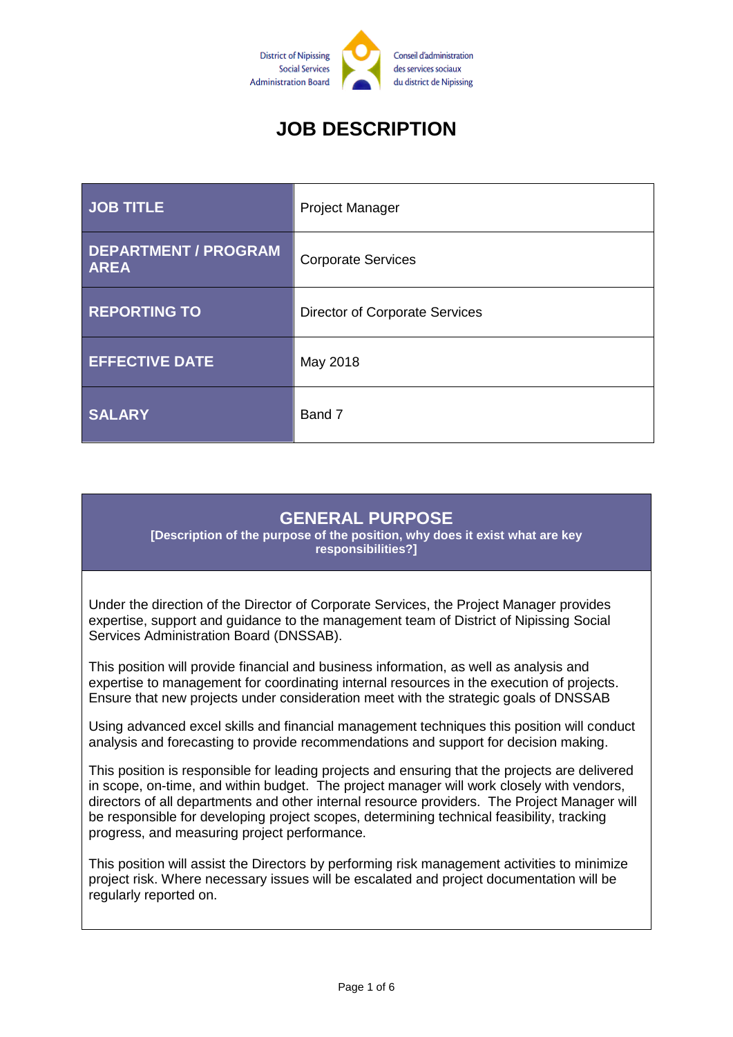District of Nipissing Social Services Administration Board

Conseil d'administration des services sociaux du district de Nipissing

# JOB DESCRIPTION

| | |
|---|---|
| **JOB TITLE** | Project Manager |
| **DEPARTMENT / PROGRAM AREA** | Corporate Services |
| **REPORTING TO** | Director of Corporate Services |
| **EFFECTIVE DATE** | May 2018 |
| **SALARY** | Band 7 |

## GENERAL PURPOSE

**[Description of the purpose of the position, why does it exist what are key responsibilities?]**

Under the direction of the Director of Corporate Services, the Project Manager provides expertise, support and guidance to the management team of District of Nipissing Social Services Administration Board (DNSSAB).

This position will provide financial and business information, as well as analysis and expertise to management for coordinating internal resources in the execution of projects. Ensure that new projects under consideration meet with the strategic goals of DNSSAB

Using advanced excel skills and financial management techniques this position will conduct analysis and forecasting to provide recommendations and support for decision making.

This position is responsible for leading projects and ensuring that the projects are delivered in scope, on-time, and within budget. The project manager will work closely with vendors, directors of all departments and other internal resource providers. The Project Manager will be responsible for developing project scopes, determining technical feasibility, tracking progress, and measuring project performance.

This position will assist the Directors by performing risk management activities to minimize project risk. Where necessary issues will be escalated and project documentation will be regularly reported on.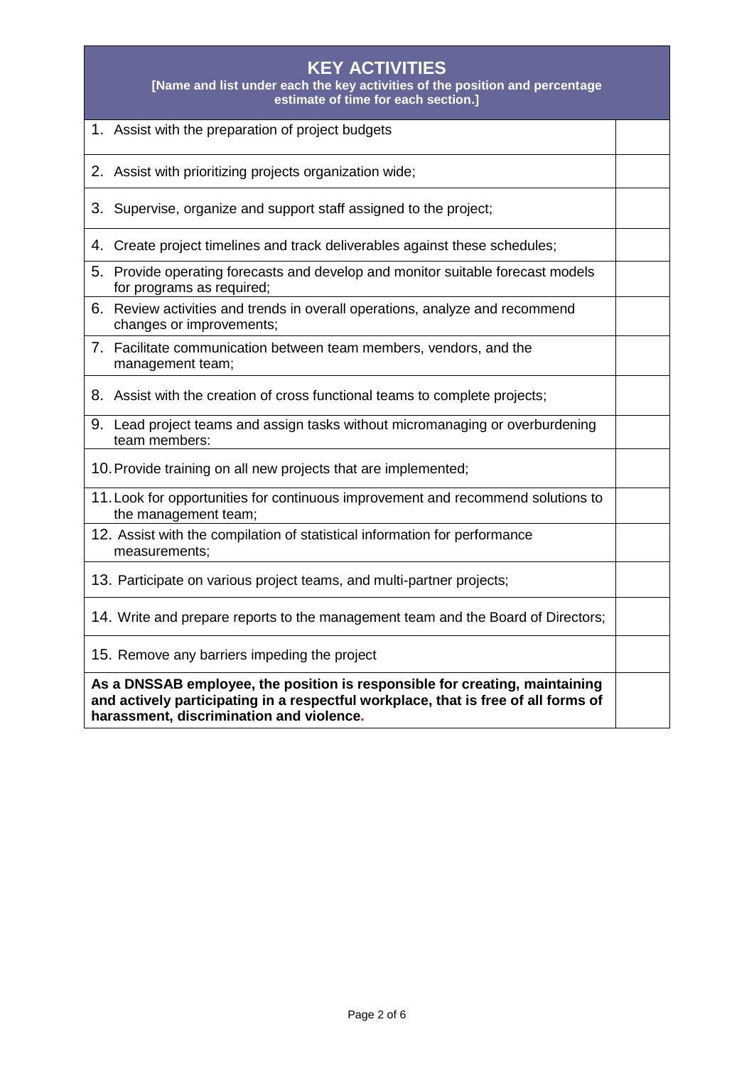| KEY ACTIVITIES<br>[Name and list under each the key activities of the position and percentage estimate of time for each section.] | |
|---|---|
| 1. Assist with the preparation of project budgets | |
| 2. Assist with prioritizing projects organization wide; | |
| 3. Supervise, organize and support staff assigned to the project; | |
| 4. Create project timelines and track deliverables against these schedules; | |
| 5. Provide operating forecasts and develop and monitor suitable forecast models for programs as required; | |
| 6. Review activities and trends in overall operations, analyze and recommend changes or improvements; | |
| 7. Facilitate communication between team members, vendors, and the management team; | |
| 8. Assist with the creation of cross functional teams to complete projects; | |
| 9. Lead project teams and assign tasks without micromanaging or overburdening team members: | |
| 10. Provide training on all new projects that are implemented; | |
| 11. Look for opportunities for continuous improvement and recommend solutions to the management team; | |
| 12. Assist with the compilation of statistical information for performance measurements; | |
| 13. Participate on various project teams, and multi-partner projects; | |
| 14. Write and prepare reports to the management team and the Board of Directors; | |
| 15. Remove any barriers impeding the project | |
| **As a DNSSAB employee, the position is responsible for creating, maintaining and actively participating in a respectful workplace, that is free of all forms of harassment, discrimination and violence.** | |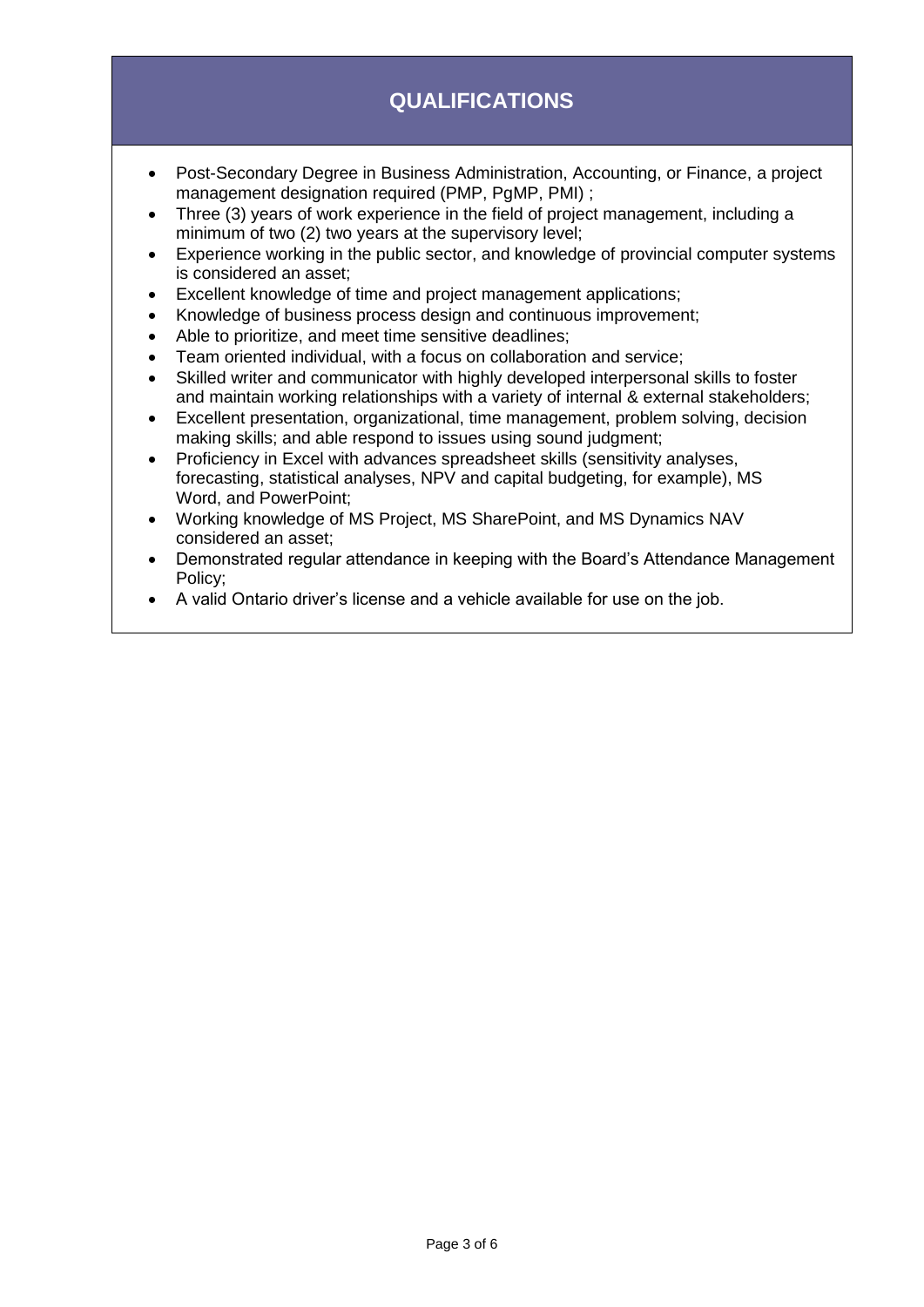## QUALIFICATIONS

- Post-Secondary Degree in Business Administration, Accounting, or Finance, a project management designation required (PMP, PgMP, PMI) ;
- Three (3) years of work experience in the field of project management, including a minimum of two (2) two years at the supervisory level;
- Experience working in the public sector, and knowledge of provincial computer systems is considered an asset;
- Excellent knowledge of time and project management applications;
- Knowledge of business process design and continuous improvement;
- Able to prioritize, and meet time sensitive deadlines;
- Team oriented individual, with a focus on collaboration and service;
- Skilled writer and communicator with highly developed interpersonal skills to foster and maintain working relationships with a variety of internal & external stakeholders;
- Excellent presentation, organizational, time management, problem solving, decision making skills; and able respond to issues using sound judgment;
- Proficiency in Excel with advances spreadsheet skills (sensitivity analyses, forecasting, statistical analyses, NPV and capital budgeting, for example), MS Word, and PowerPoint;
- Working knowledge of MS Project, MS SharePoint, and MS Dynamics NAV considered an asset;
- Demonstrated regular attendance in keeping with the Board's Attendance Management Policy;
- A valid Ontario driver's license and a vehicle available for use on the job.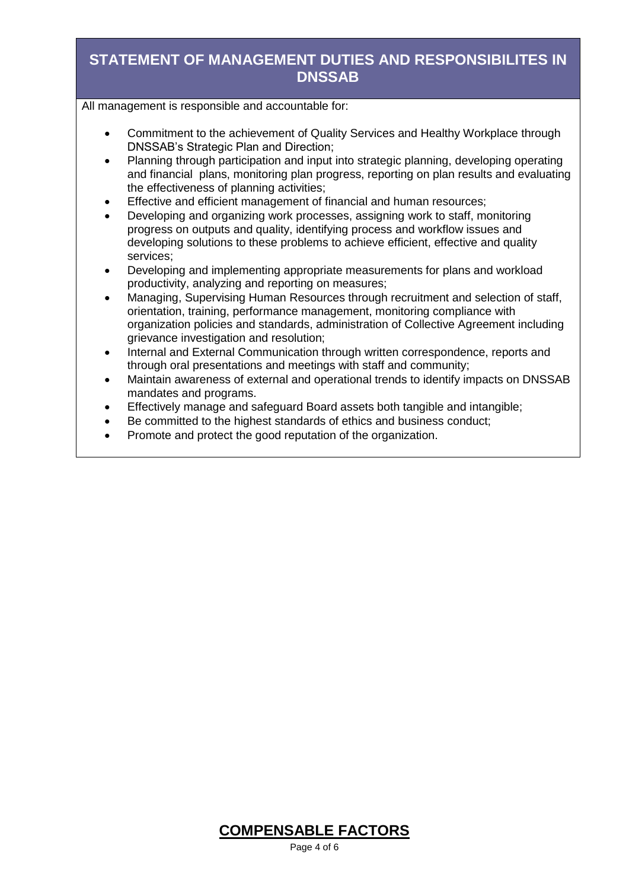## STATEMENT OF MANAGEMENT DUTIES AND RESPONSIBILITES IN DNSSAB

All management is responsible and accountable for:

- Commitment to the achievement of Quality Services and Healthy Workplace through DNSSAB's Strategic Plan and Direction;
- Planning through participation and input into strategic planning, developing operating and financial plans, monitoring plan progress, reporting on plan results and evaluating the effectiveness of planning activities;
- Effective and efficient management of financial and human resources;
- Developing and organizing work processes, assigning work to staff, monitoring progress on outputs and quality, identifying process and workflow issues and developing solutions to these problems to achieve efficient, effective and quality services;
- Developing and implementing appropriate measurements for plans and workload productivity, analyzing and reporting on measures;
- Managing, Supervising Human Resources through recruitment and selection of staff, orientation, training, performance management, monitoring compliance with organization policies and standards, administration of Collective Agreement including grievance investigation and resolution;
- Internal and External Communication through written correspondence, reports and through oral presentations and meetings with staff and community;
- Maintain awareness of external and operational trends to identify impacts on DNSSAB mandates and programs.
- Effectively manage and safeguard Board assets both tangible and intangible;
- Be committed to the highest standards of ethics and business conduct;
- Promote and protect the good reputation of the organization.

## COMPENSABLE FACTORS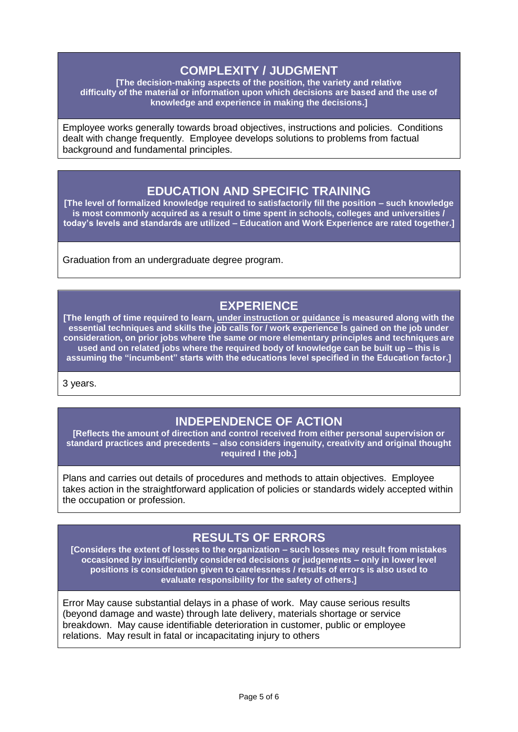## COMPLEXITY / JUDGMENT

**[The decision-making aspects of the position, the variety and relative difficulty of the material or information upon which decisions are based and the use of knowledge and experience in making the decisions.]**

Employee works generally towards broad objectives, instructions and policies. Conditions dealt with change frequently. Employee develops solutions to problems from factual background and fundamental principles.

## EDUCATION AND SPECIFIC TRAINING

**[The level of formalized knowledge required to satisfactorily fill the position – such knowledge is most commonly acquired as a result o time spent in schools, colleges and universities / today's levels and standards are utilized – Education and Work Experience are rated together.]**

Graduation from an undergraduate degree program.

## EXPERIENCE

**[The length of time required to learn, under instruction or guidance is measured along with the essential techniques and skills the job calls for / work experience is gained on the job under consideration, on prior jobs where the same or more elementary principles and techniques are used and on related jobs where the required body of knowledge can be built up – this is assuming the "incumbent" starts with the educations level specified in the Education factor.]**

3 years.

## INDEPENDENCE OF ACTION

**[Reflects the amount of direction and control received from either personal supervision or standard practices and precedents – also considers ingenuity, creativity and original thought required I the job.]**

Plans and carries out details of procedures and methods to attain objectives. Employee takes action in the straightforward application of policies or standards widely accepted within the occupation or profession.

## RESULTS OF ERRORS

**[Considers the extent of losses to the organization – such losses may result from mistakes occasioned by insufficiently considered decisions or judgements – only in lower level positions is consideration given to carelessness / results of errors is also used to evaluate responsibility for the safety of others.]**

Error May cause substantial delays in a phase of work. May cause serious results (beyond damage and waste) through late delivery, materials shortage or service breakdown. May cause identifiable deterioration in customer, public or employee relations. May result in fatal or incapacitating injury to others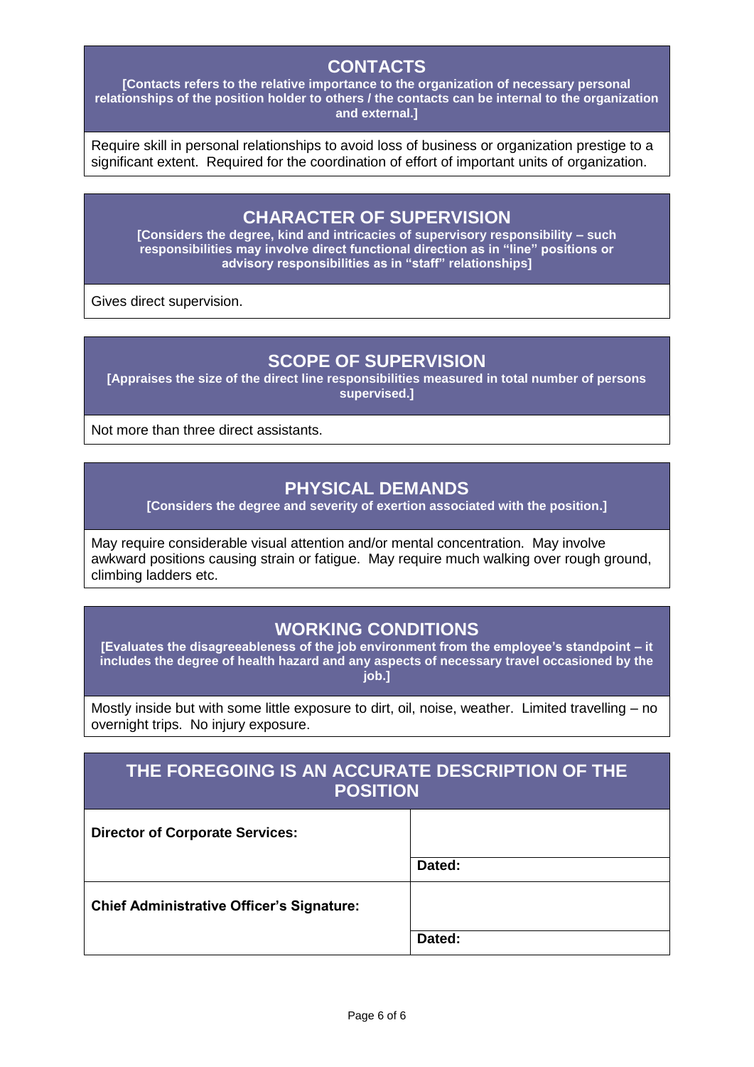## CONTACTS

**[Contacts refers to the relative importance to the organization of necessary personal relationships of the position holder to others / the contacts can be internal to the organization and external.]**

Require skill in personal relationships to avoid loss of business or organization prestige to a significant extent. Required for the coordination of effort of important units of organization.

## CHARACTER OF SUPERVISION

**[Considers the degree, kind and intricacies of supervisory responsibility – such responsibilities may involve direct functional direction as in "line" positions or advisory responsibilities as in "staff" relationships]**

Gives direct supervision.

## SCOPE OF SUPERVISION

**[Appraises the size of the direct line responsibilities measured in total number of persons supervised.]**

Not more than three direct assistants.

## PHYSICAL DEMANDS

**[Considers the degree and severity of exertion associated with the position.]**

May require considerable visual attention and/or mental concentration. May involve awkward positions causing strain or fatigue. May require much walking over rough ground, climbing ladders etc.

## WORKING CONDITIONS

**[Evaluates the disagreeableness of the job environment from the employee's standpoint – it includes the degree of health hazard and any aspects of necessary travel occasioned by the job.]**

Mostly inside but with some little exposure to dirt, oil, noise, weather. Limited travelling – no overnight trips. No injury exposure.

## THE FOREGOING IS AN ACCURATE DESCRIPTION OF THE POSITION

| | |
|---|---|
| **Director of Corporate Services:** | |
| | **Dated:** |
| **Chief Administrative Officer's Signature:** | |
| | **Dated:** |